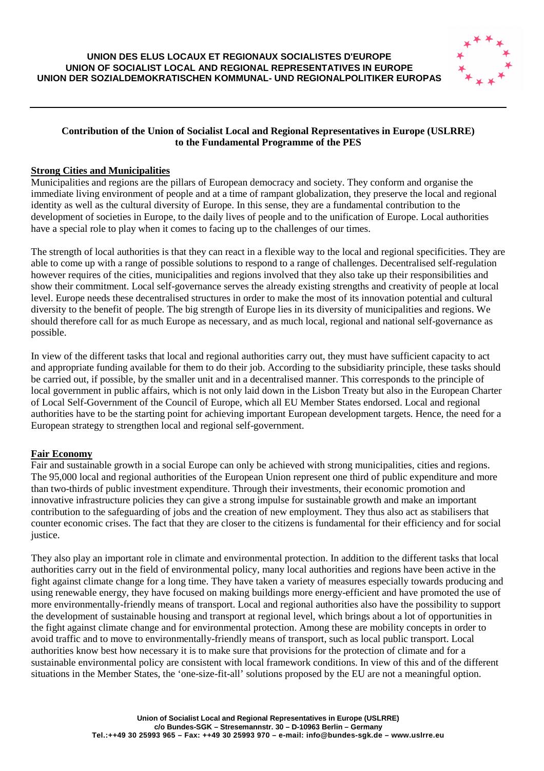**UNION DES ELUS LOCAUX ET REGIONAUX SOCIALISTES D'EUROPE**
**UNION OF SOCIALIST LOCAL AND REGIONAL REPRESENTATIVES IN EUROPE**
**UNION DER SOZIALDEMOKRATISCHEN KOMMUNAL- UND REGIONALPOLITIKER EUROPAS**

---

**Contribution of the Union of Socialist Local and Regional Representatives in Europe (USLRRE) to the Fundamental Programme of the PES**

## Strong Cities and Municipalities

Municipalities and regions are the pillars of European democracy and society. They conform and organise the immediate living environment of people and at a time of rampant globalization, they preserve the local and regional identity as well as the cultural diversity of Europe. In this sense, they are a fundamental contribution to the development of societies in Europe, to the daily lives of people and to the unification of Europe. Local authorities have a special role to play when it comes to facing up to the challenges of our times.

The strength of local authorities is that they can react in a flexible way to the local and regional specificities. They are able to come up with a range of possible solutions to respond to a range of challenges. Decentralised self-regulation however requires of the cities, municipalities and regions involved that they also take up their responsibilities and show their commitment. Local self-governance serves the already existing strengths and creativity of people at local level. Europe needs these decentralised structures in order to make the most of its innovation potential and cultural diversity to the benefit of people. The big strength of Europe lies in its diversity of municipalities and regions. We should therefore call for as much Europe as necessary, and as much local, regional and national self-governance as possible.

In view of the different tasks that local and regional authorities carry out, they must have sufficient capacity to act and appropriate funding available for them to do their job. According to the subsidiarity principle, these tasks should be carried out, if possible, by the smaller unit and in a decentralised manner. This corresponds to the principle of local government in public affairs, which is not only laid down in the Lisbon Treaty but also in the European Charter of Local Self-Government of the Council of Europe, which all EU Member States endorsed. Local and regional authorities have to be the starting point for achieving important European development targets. Hence, the need for a European strategy to strengthen local and regional self-government.

## Fair Economy

Fair and sustainable growth in a social Europe can only be achieved with strong municipalities, cities and regions. The 95,000 local and regional authorities of the European Union represent one third of public expenditure and more than two-thirds of public investment expenditure. Through their investments, their economic promotion and innovative infrastructure policies they can give a strong impulse for sustainable growth and make an important contribution to the safeguarding of jobs and the creation of new employment. They thus also act as stabilisers that counter economic crises. The fact that they are closer to the citizens is fundamental for their efficiency and for social justice.

They also play an important role in climate and environmental protection. In addition to the different tasks that local authorities carry out in the field of environmental policy, many local authorities and regions have been active in the fight against climate change for a long time. They have taken a variety of measures especially towards producing and using renewable energy, they have focused on making buildings more energy-efficient and have promoted the use of more environmentally-friendly means of transport. Local and regional authorities also have the possibility to support the development of sustainable housing and transport at regional level, which brings about a lot of opportunities in the fight against climate change and for environmental protection. Among these are mobility concepts in order to avoid traffic and to move to environmentally-friendly means of transport, such as local public transport. Local authorities know best how necessary it is to make sure that provisions for the protection of climate and for a sustainable environmental policy are consistent with local framework conditions. In view of this and of the different situations in the Member States, the 'one-size-fit-all' solutions proposed by the EU are not a meaningful option.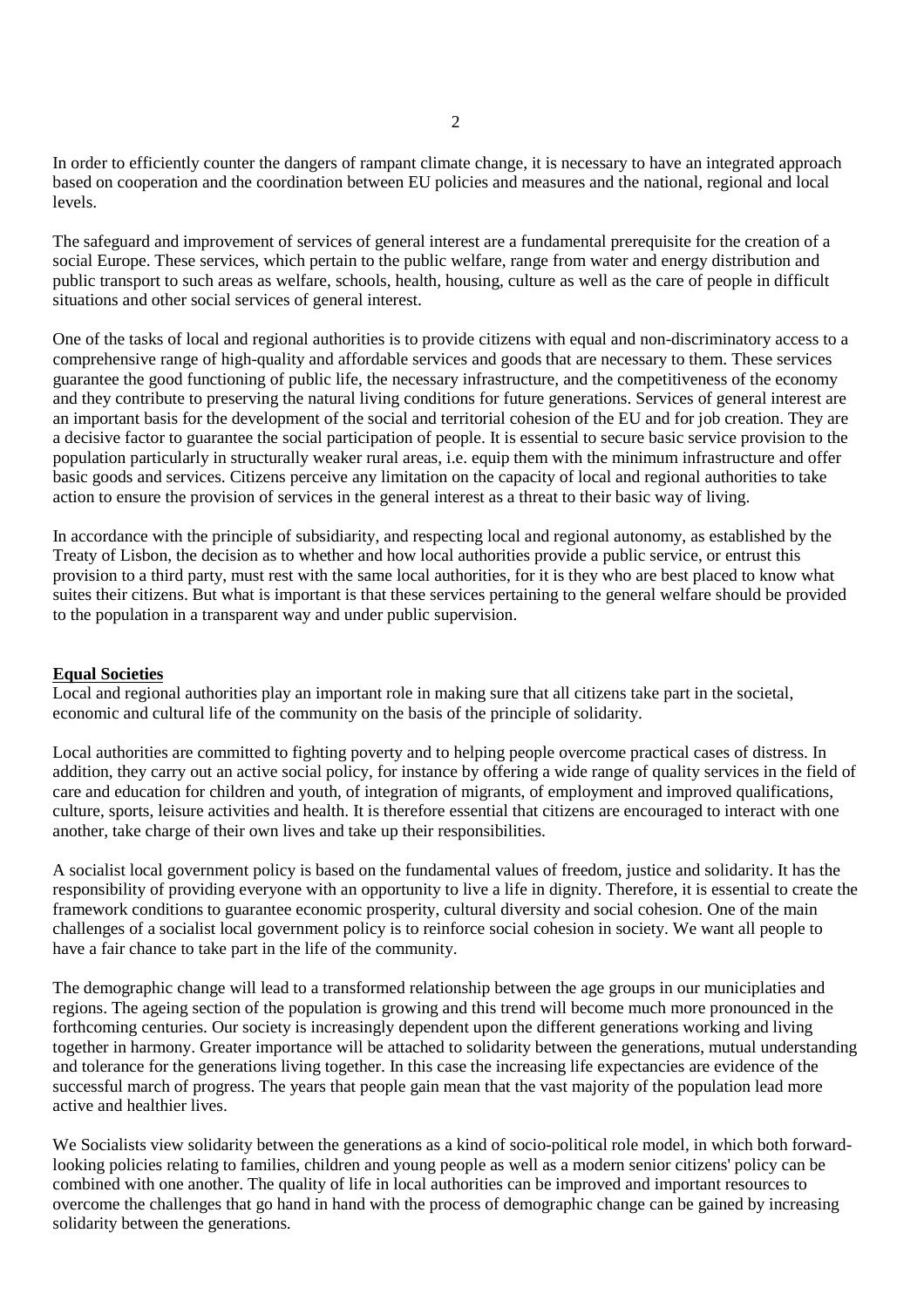In order to efficiently counter the dangers of rampant climate change, it is necessary to have an integrated approach based on cooperation and the coordination between EU policies and measures and the national, regional and local levels.

The safeguard and improvement of services of general interest are a fundamental prerequisite for the creation of a social Europe. These services, which pertain to the public welfare, range from water and energy distribution and public transport to such areas as welfare, schools, health, housing, culture as well as the care of people in difficult situations and other social services of general interest.

One of the tasks of local and regional authorities is to provide citizens with equal and non-discriminatory access to a comprehensive range of high-quality and affordable services and goods that are necessary to them. These services guarantee the good functioning of public life, the necessary infrastructure, and the competitiveness of the economy and they contribute to preserving the natural living conditions for future generations. Services of general interest are an important basis for the development of the social and territorial cohesion of the EU and for job creation. They are a decisive factor to guarantee the social participation of people. It is essential to secure basic service provision to the population particularly in structurally weaker rural areas, i.e. equip them with the minimum infrastructure and offer basic goods and services. Citizens perceive any limitation on the capacity of local and regional authorities to take action to ensure the provision of services in the general interest as a threat to their basic way of living.

In accordance with the principle of subsidiarity, and respecting local and regional autonomy, as established by the Treaty of Lisbon, the decision as to whether and how local authorities provide a public service, or entrust this provision to a third party, must rest with the same local authorities, for it is they who are best placed to know what suites their citizens. But what is important is that these services pertaining to the general welfare should be provided to the population in a transparent way and under public supervision.

**Equal Societies**

Local and regional authorities play an important role in making sure that all citizens take part in the societal, economic and cultural life of the community on the basis of the principle of solidarity.

Local authorities are committed to fighting poverty and to helping people overcome practical cases of distress. In addition, they carry out an active social policy, for instance by offering a wide range of quality services in the field of care and education for children and youth, of integration of migrants, of employment and improved qualifications, culture, sports, leisure activities and health. It is therefore essential that citizens are encouraged to interact with one another, take charge of their own lives and take up their responsibilities.

A socialist local government policy is based on the fundamental values of freedom, justice and solidarity. It has the responsibility of providing everyone with an opportunity to live a life in dignity. Therefore, it is essential to create the framework conditions to guarantee economic prosperity, cultural diversity and social cohesion. One of the main challenges of a socialist local government policy is to reinforce social cohesion in society. We want all people to have a fair chance to take part in the life of the community.

The demographic change will lead to a transformed relationship between the age groups in our municiplaties and regions. The ageing section of the population is growing and this trend will become much more pronounced in the forthcoming centuries. Our society is increasingly dependent upon the different generations working and living together in harmony. Greater importance will be attached to solidarity between the generations, mutual understanding and tolerance for the generations living together. In this case the increasing life expectancies are evidence of the successful march of progress. The years that people gain mean that the vast majority of the population lead more active and healthier lives.

We Socialists view solidarity between the generations as a kind of socio-political role model, in which both forward-looking policies relating to families, children and young people as well as a modern senior citizens' policy can be combined with one another. The quality of life in local authorities can be improved and important resources to overcome the challenges that go hand in hand with the process of demographic change can be gained by increasing solidarity between the generations.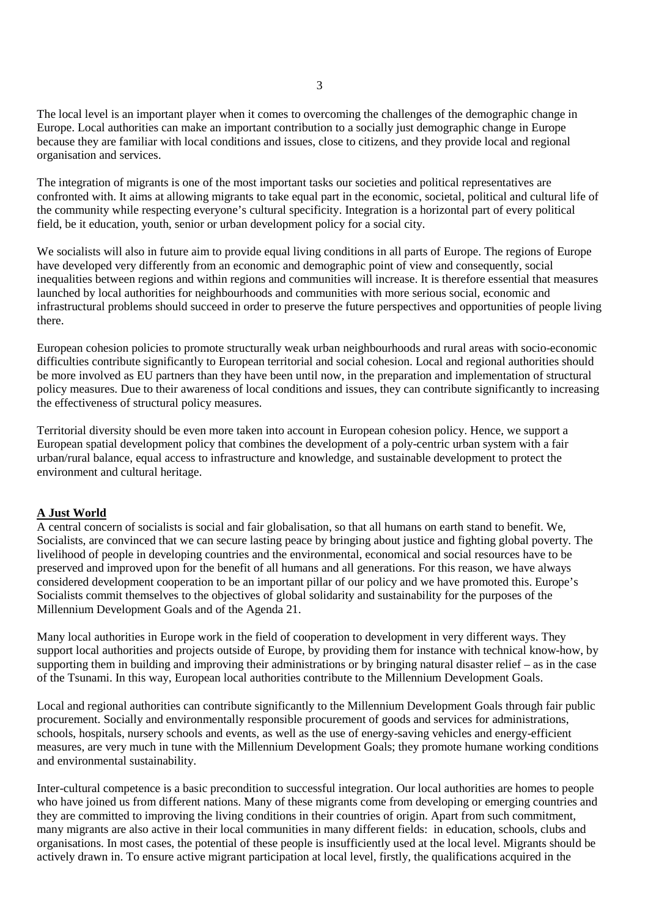The local level is an important player when it comes to overcoming the challenges of the demographic change in Europe. Local authorities can make an important contribution to a socially just demographic change in Europe because they are familiar with local conditions and issues, close to citizens, and they provide local and regional organisation and services.

The integration of migrants is one of the most important tasks our societies and political representatives are confronted with. It aims at allowing migrants to take equal part in the economic, societal, political and cultural life of the community while respecting everyone's cultural specificity. Integration is a horizontal part of every political field, be it education, youth, senior or urban development policy for a social city.

We socialists will also in future aim to provide equal living conditions in all parts of Europe. The regions of Europe have developed very differently from an economic and demographic point of view and consequently, social inequalities between regions and within regions and communities will increase. It is therefore essential that measures launched by local authorities for neighbourhoods and communities with more serious social, economic and infrastructural problems should succeed in order to preserve the future perspectives and opportunities of people living there.

European cohesion policies to promote structurally weak urban neighbourhoods and rural areas with socio-economic difficulties contribute significantly to European territorial and social cohesion. Local and regional authorities should be more involved as EU partners than they have been until now, in the preparation and implementation of structural policy measures. Due to their awareness of local conditions and issues, they can contribute significantly to increasing the effectiveness of structural policy measures.

Territorial diversity should be even more taken into account in European cohesion policy. Hence, we support a European spatial development policy that combines the development of a poly-centric urban system with a fair urban/rural balance, equal access to infrastructure and knowledge, and sustainable development to protect the environment and cultural heritage.

## A Just World

A central concern of socialists is social and fair globalisation, so that all humans on earth stand to benefit. We, Socialists, are convinced that we can secure lasting peace by bringing about justice and fighting global poverty. The livelihood of people in developing countries and the environmental, economical and social resources have to be preserved and improved upon for the benefit of all humans and all generations. For this reason, we have always considered development cooperation to be an important pillar of our policy and we have promoted this. Europe's Socialists commit themselves to the objectives of global solidarity and sustainability for the purposes of the Millennium Development Goals and of the Agenda 21.

Many local authorities in Europe work in the field of cooperation to development in very different ways. They support local authorities and projects outside of Europe, by providing them for instance with technical know-how, by supporting them in building and improving their administrations or by bringing natural disaster relief – as in the case of the Tsunami. In this way, European local authorities contribute to the Millennium Development Goals.

Local and regional authorities can contribute significantly to the Millennium Development Goals through fair public procurement. Socially and environmentally responsible procurement of goods and services for administrations, schools, hospitals, nursery schools and events, as well as the use of energy-saving vehicles and energy-efficient measures, are very much in tune with the Millennium Development Goals; they promote humane working conditions and environmental sustainability.

Inter-cultural competence is a basic precondition to successful integration. Our local authorities are homes to people who have joined us from different nations. Many of these migrants come from developing or emerging countries and they are committed to improving the living conditions in their countries of origin. Apart from such commitment, many migrants are also active in their local communities in many different fields: in education, schools, clubs and organisations. In most cases, the potential of these people is insufficiently used at the local level. Migrants should be actively drawn in. To ensure active migrant participation at local level, firstly, the qualifications acquired in the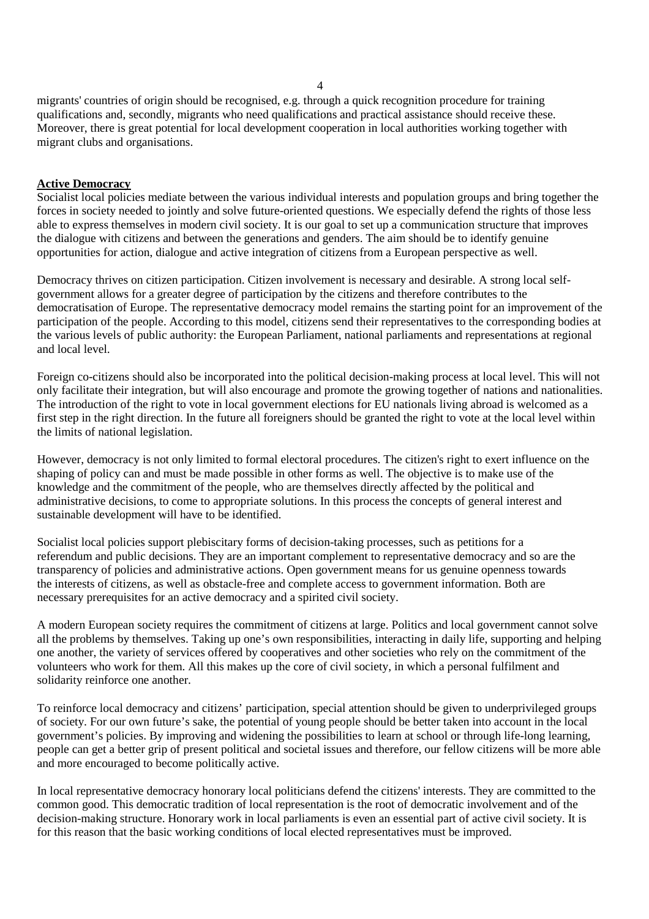migrants' countries of origin should be recognised, e.g. through a quick recognition procedure for training qualifications and, secondly, migrants who need qualifications and practical assistance should receive these. Moreover, there is great potential for local development cooperation in local authorities working together with migrant clubs and organisations.

## Active Democracy

Socialist local policies mediate between the various individual interests and population groups and bring together the forces in society needed to jointly and solve future-oriented questions. We especially defend the rights of those less able to express themselves in modern civil society. It is our goal to set up a communication structure that improves the dialogue with citizens and between the generations and genders. The aim should be to identify genuine opportunities for action, dialogue and active integration of citizens from a European perspective as well.

Democracy thrives on citizen participation. Citizen involvement is necessary and desirable. A strong local self-government allows for a greater degree of participation by the citizens and therefore contributes to the democratisation of Europe. The representative democracy model remains the starting point for an improvement of the participation of the people. According to this model, citizens send their representatives to the corresponding bodies at the various levels of public authority: the European Parliament, national parliaments and representations at regional and local level.

Foreign co-citizens should also be incorporated into the political decision-making process at local level. This will not only facilitate their integration, but will also encourage and promote the growing together of nations and nationalities. The introduction of the right to vote in local government elections for EU nationals living abroad is welcomed as a first step in the right direction. In the future all foreigners should be granted the right to vote at the local level within the limits of national legislation.

However, democracy is not only limited to formal electoral procedures. The citizen's right to exert influence on the shaping of policy can and must be made possible in other forms as well. The objective is to make use of the knowledge and the commitment of the people, who are themselves directly affected by the political and administrative decisions, to come to appropriate solutions. In this process the concepts of general interest and sustainable development will have to be identified.

Socialist local policies support plebiscitary forms of decision-taking processes, such as petitions for a referendum and public decisions. They are an important complement to representative democracy and so are the transparency of policies and administrative actions. Open government means for us genuine openness towards the interests of citizens, as well as obstacle-free and complete access to government information. Both are necessary prerequisites for an active democracy and a spirited civil society.

A modern European society requires the commitment of citizens at large. Politics and local government cannot solve all the problems by themselves. Taking up one's own responsibilities, interacting in daily life, supporting and helping one another, the variety of services offered by cooperatives and other societies who rely on the commitment of the volunteers who work for them. All this makes up the core of civil society, in which a personal fulfilment and solidarity reinforce one another.

To reinforce local democracy and citizens' participation, special attention should be given to underprivileged groups of society. For our own future's sake, the potential of young people should be better taken into account in the local government's policies. By improving and widening the possibilities to learn at school or through life-long learning, people can get a better grip of present political and societal issues and therefore, our fellow citizens will be more able and more encouraged to become politically active.

In local representative democracy honorary local politicians defend the citizens' interests. They are committed to the common good. This democratic tradition of local representation is the root of democratic involvement and of the decision-making structure. Honorary work in local parliaments is even an essential part of active civil society. It is for this reason that the basic working conditions of local elected representatives must be improved.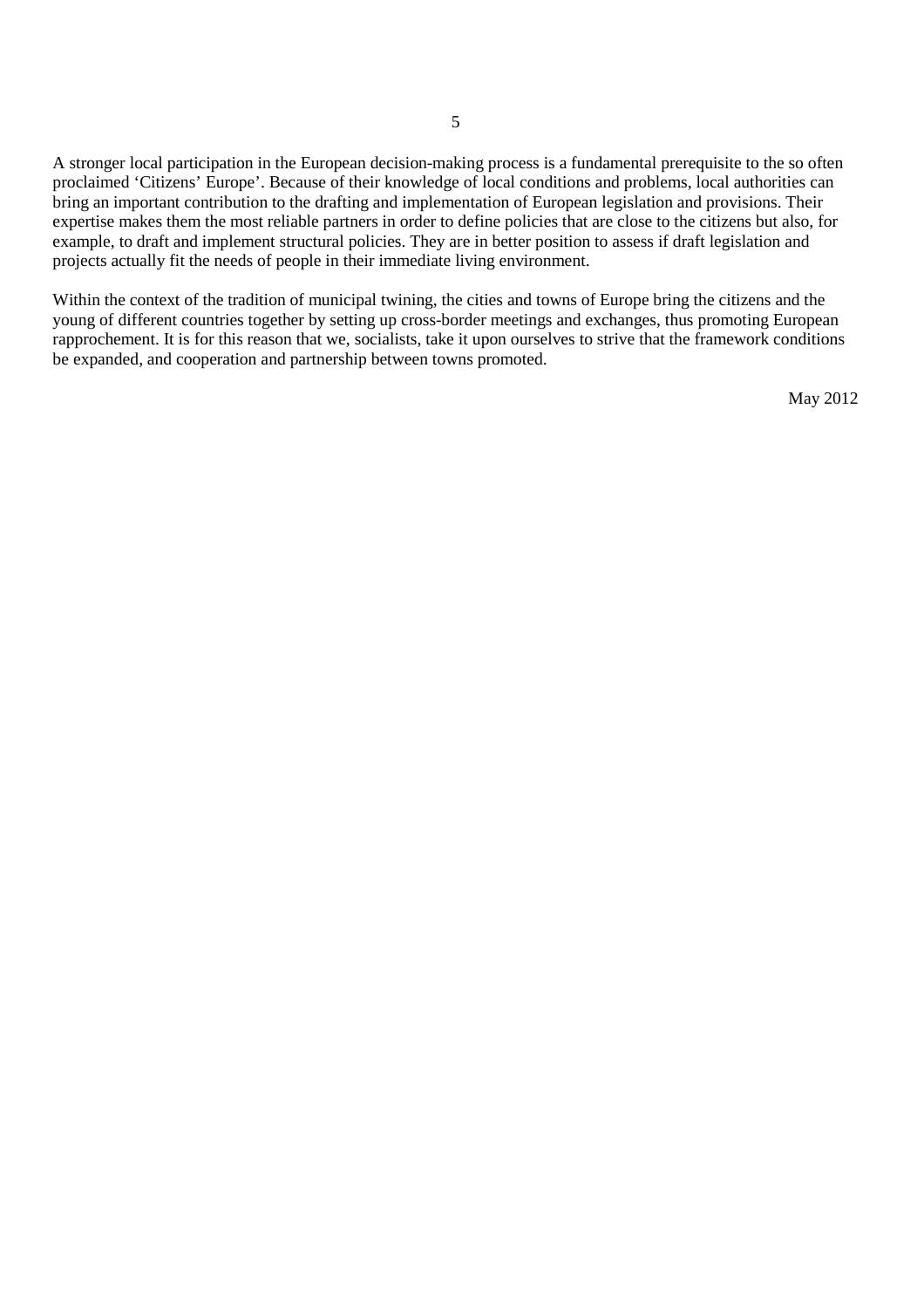A stronger local participation in the European decision-making process is a fundamental prerequisite to the so often proclaimed ‘Citizens’ Europe’. Because of their knowledge of local conditions and problems, local authorities can bring an important contribution to the drafting and implementation of European legislation and provisions. Their expertise makes them the most reliable partners in order to define policies that are close to the citizens but also, for example, to draft and implement structural policies. They are in better position to assess if draft legislation and projects actually fit the needs of people in their immediate living environment.

Within the context of the tradition of municipal twining, the cities and towns of Europe bring the citizens and the young of different countries together by setting up cross-border meetings and exchanges, thus promoting European rapprochement. It is for this reason that we, socialists, take it upon ourselves to strive that the framework conditions be expanded, and cooperation and partnership between towns promoted.

May 2012